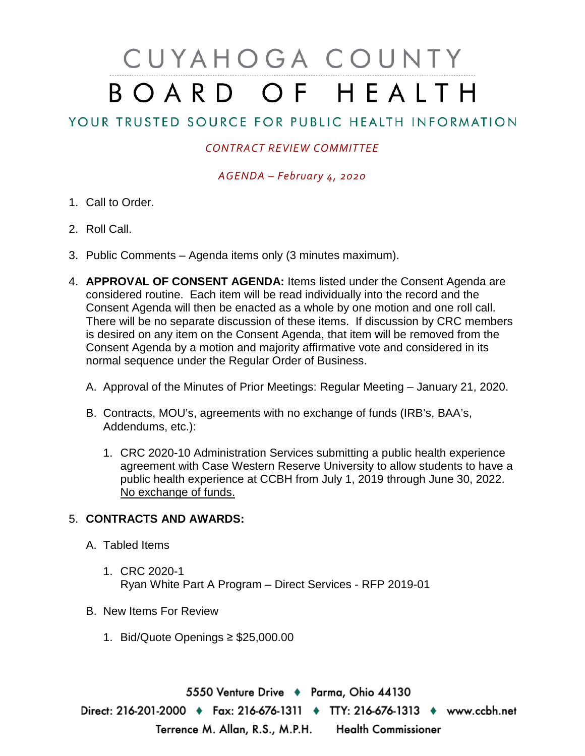# CUYAHOGA COUNTY
# BOARD OF HEALTH

YOUR TRUSTED SOURCE FOR PUBLIC HEALTH INFORMATION

*CONTRACT REVIEW COMMITTEE*

*AGENDA – February 4, 2020*

1. Call to Order.

2. Roll Call.

3. Public Comments – Agenda items only (3 minutes maximum).

4. **APPROVAL OF CONSENT AGENDA:** Items listed under the Consent Agenda are considered routine. Each item will be read individually into the record and the Consent Agenda will then be enacted as a whole by one motion and one roll call. There will be no separate discussion of these items. If discussion by CRC members is desired on any item on the Consent Agenda, that item will be removed from the Consent Agenda by a motion and majority affirmative vote and considered in its normal sequence under the Regular Order of Business.

   A. Approval of the Minutes of Prior Meetings: Regular Meeting – January 21, 2020.

   B. Contracts, MOU's, agreements with no exchange of funds (IRB's, BAA's, Addendums, etc.):

      1. CRC 2020-10 Administration Services submitting a public health experience agreement with Case Western Reserve University to allow students to have a public health experience at CCBH from July 1, 2019 through June 30, 2022. No exchange of funds.

5. **CONTRACTS AND AWARDS:**

   A. Tabled Items

      1. CRC 2020-1
         Ryan White Part A Program – Direct Services - RFP 2019-01

   B. New Items For Review

      1. Bid/Quote Openings ≥ $25,000.00

5550 Venture Drive ♦ Parma, Ohio 44130
Direct: 216-201-2000 ♦ Fax: 216-676-1311 ♦ TTY: 216-676-1313 ♦ www.ccbh.net
Terrence M. Allan, R.S., M.P.H. Health Commissioner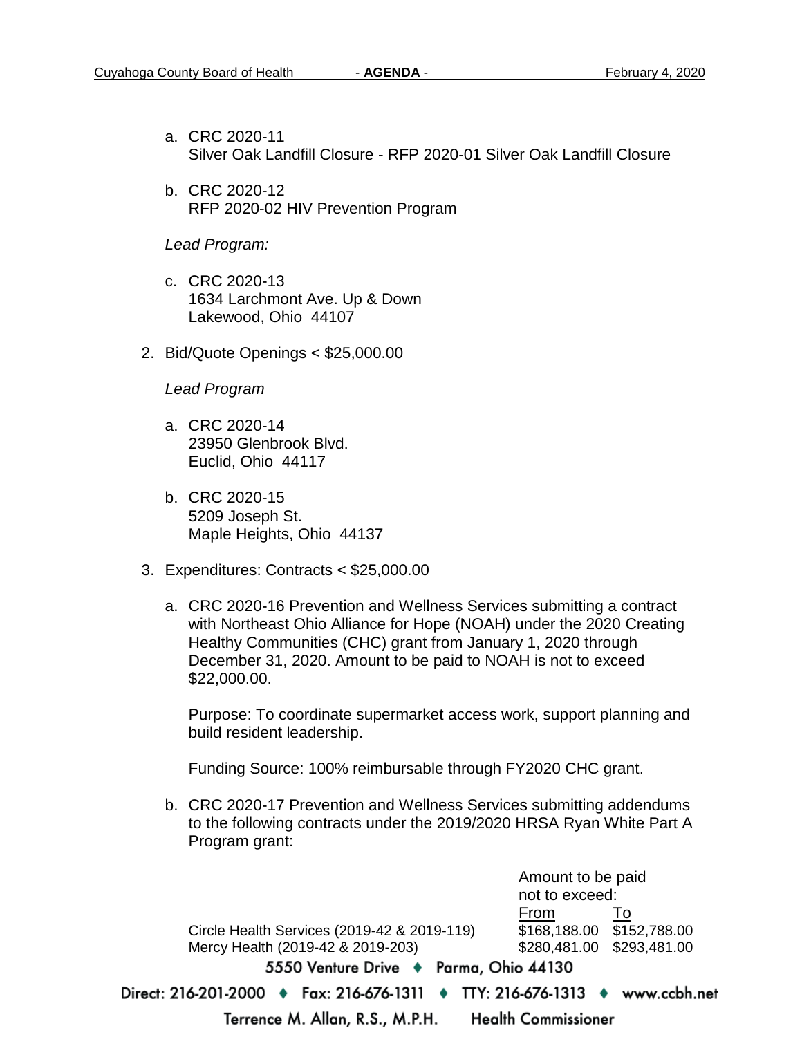a. CRC 2020-11
   Silver Oak Landfill Closure - RFP 2020-01 Silver Oak Landfill Closure

b. CRC 2020-12
   RFP 2020-02 HIV Prevention Program

*Lead Program:*

c. CRC 2020-13
   1634 Larchmont Ave. Up & Down
   Lakewood, Ohio 44107

2. Bid/Quote Openings < $25,000.00

   *Lead Program*

   a. CRC 2020-14
      23950 Glenbrook Blvd.
      Euclid, Ohio 44117

   b. CRC 2020-15
      5209 Joseph St.
      Maple Heights, Ohio 44137

3. Expenditures: Contracts < $25,000.00

   a. CRC 2020-16 Prevention and Wellness Services submitting a contract with Northeast Ohio Alliance for Hope (NOAH) under the 2020 Creating Healthy Communities (CHC) grant from January 1, 2020 through December 31, 2020. Amount to be paid to NOAH is not to exceed $22,000.00.

      Purpose: To coordinate supermarket access work, support planning and build resident leadership.

      Funding Source: 100% reimbursable through FY2020 CHC grant.

   b. CRC 2020-17 Prevention and Wellness Services submitting addendums to the following contracts under the 2019/2020 HRSA Ryan White Part A Program grant:

| | Amount to be paid not to exceed: | |
|---|---|---|
| | From | To |
| Circle Health Services (2019-42 & 2019-119) | $168,188.00 | $152,788.00 |
| Mercy Health (2019-42 & 2019-203) | $280,481.00 | $293,481.00 |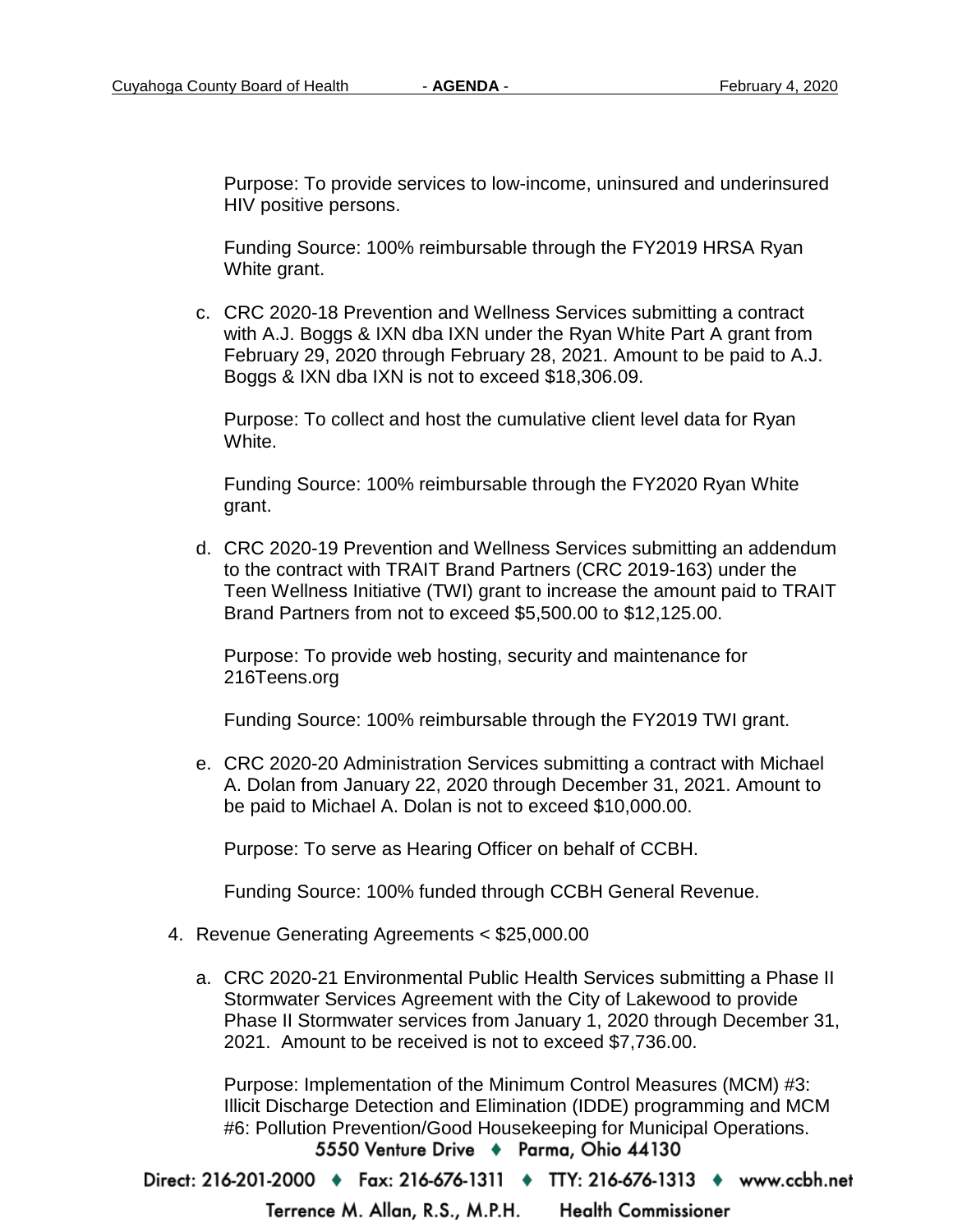Purpose: To provide services to low-income, uninsured and underinsured HIV positive persons.

Funding Source: 100% reimbursable through the FY2019 HRSA Ryan White grant.

c. CRC 2020-18 Prevention and Wellness Services submitting a contract with A.J. Boggs & IXN dba IXN under the Ryan White Part A grant from February 29, 2020 through February 28, 2021. Amount to be paid to A.J. Boggs & IXN dba IXN is not to exceed $18,306.09.

   Purpose: To collect and host the cumulative client level data for Ryan White.

   Funding Source: 100% reimbursable through the FY2020 Ryan White grant.

d. CRC 2020-19 Prevention and Wellness Services submitting an addendum to the contract with TRAIT Brand Partners (CRC 2019-163) under the Teen Wellness Initiative (TWI) grant to increase the amount paid to TRAIT Brand Partners from not to exceed $5,500.00 to $12,125.00.

   Purpose: To provide web hosting, security and maintenance for 216Teens.org

   Funding Source: 100% reimbursable through the FY2019 TWI grant.

e. CRC 2020-20 Administration Services submitting a contract with Michael A. Dolan from January 22, 2020 through December 31, 2021. Amount to be paid to Michael A. Dolan is not to exceed $10,000.00.

   Purpose: To serve as Hearing Officer on behalf of CCBH.

   Funding Source: 100% funded through CCBH General Revenue.

4. Revenue Generating Agreements < $25,000.00

   a. CRC 2020-21 Environmental Public Health Services submitting a Phase II Stormwater Services Agreement with the City of Lakewood to provide Phase II Stormwater services from January 1, 2020 through December 31, 2021. Amount to be received is not to exceed $7,736.00.

      Purpose: Implementation of the Minimum Control Measures (MCM) #3: Illicit Discharge Detection and Elimination (IDDE) programming and MCM #6: Pollution Prevention/Good Housekeeping for Municipal Operations.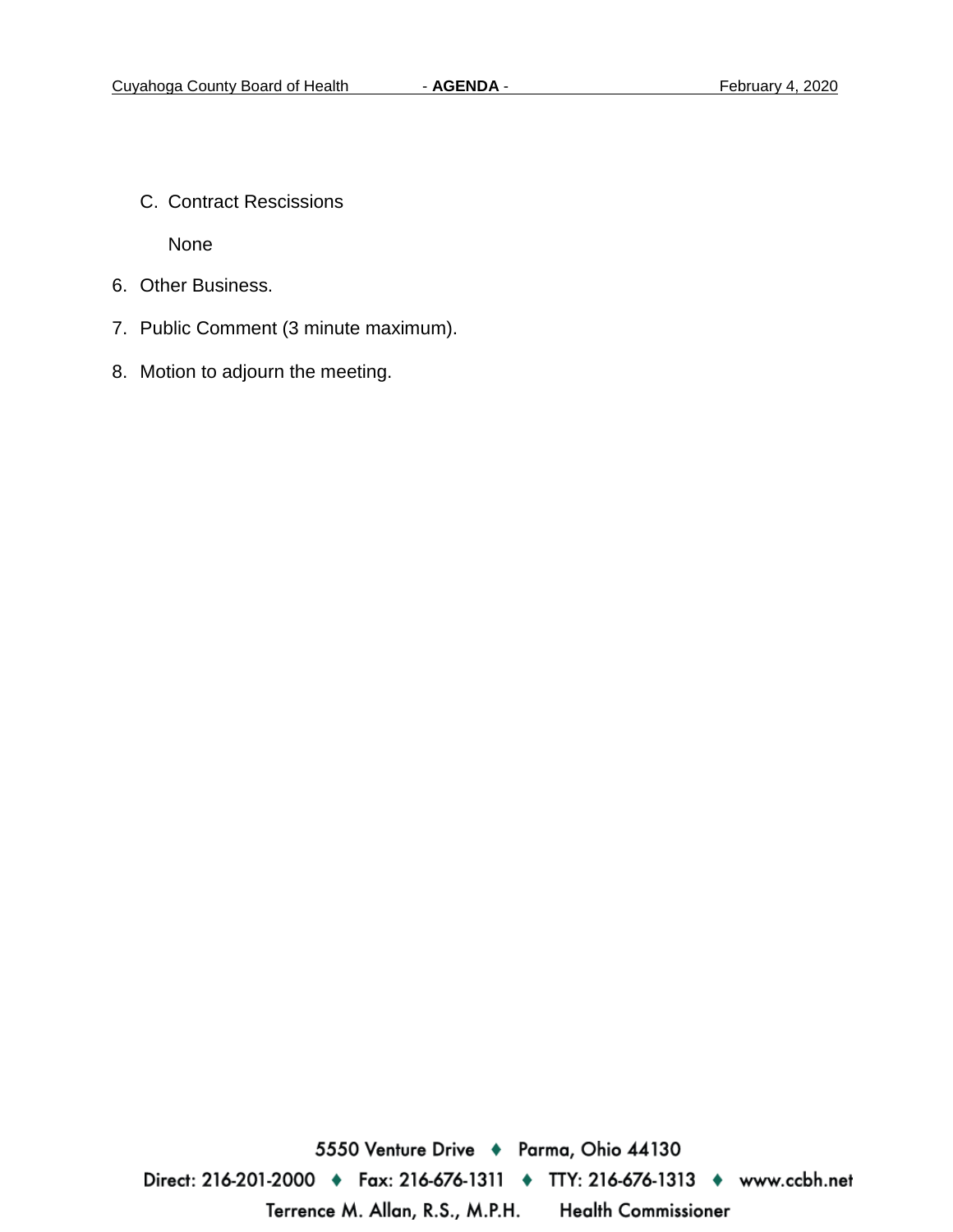C. Contract Rescissions

None

6. Other Business.

7. Public Comment (3 minute maximum).

8. Motion to adjourn the meeting.